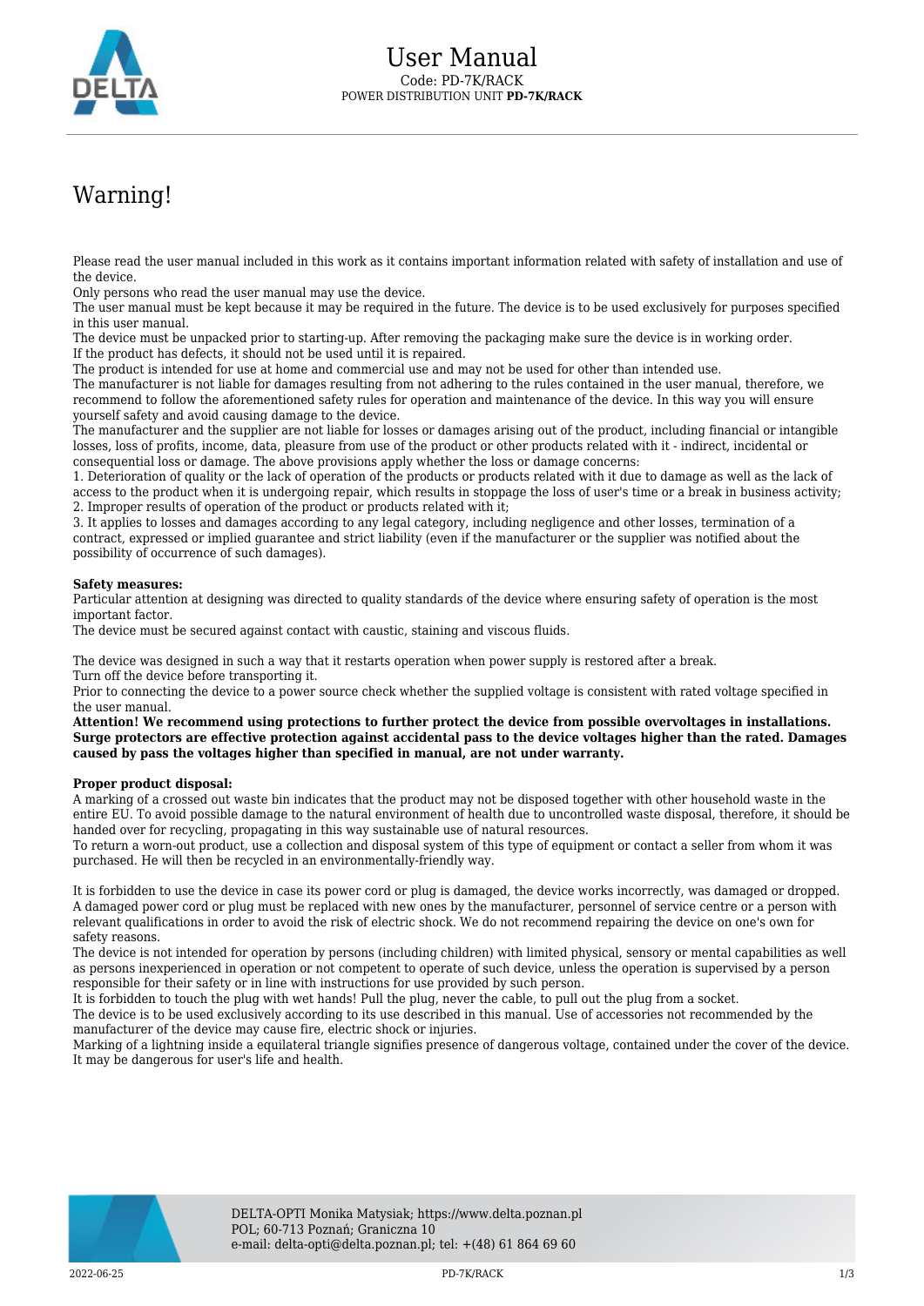# User Manual

Code: PD-7K/RACK

POWER DISTRIBUTION UNIT **PD-7K/RACK**

## Warning!

Please read the user manual included in this work as it contains important information related with safety of installation and use of the device.
Only persons who read the user manual may use the device.
The user manual must be kept because it may be required in the future. The device is to be used exclusively for purposes specified in this user manual.
The device must be unpacked prior to starting-up. After removing the packaging make sure the device is in working order.
If the product has defects, it should not be used until it is repaired.
The product is intended for use at home and commercial use and may not be used for other than intended use.
The manufacturer is not liable for damages resulting from not adhering to the rules contained in the user manual, therefore, we recommend to follow the aforementioned safety rules for operation and maintenance of the device. In this way you will ensure yourself safety and avoid causing damage to the device.
The manufacturer and the supplier are not liable for losses or damages arising out of the product, including financial or intangible losses, loss of profits, income, data, pleasure from use of the product or other products related with it - indirect, incidental or consequential loss or damage. The above provisions apply whether the loss or damage concerns:
1. Deterioration of quality or the lack of operation of the products or products related with it due to damage as well as the lack of access to the product when it is undergoing repair, which results in stoppage the loss of user's time or a break in business activity;
2. Improper results of operation of the product or products related with it;
3. It applies to losses and damages according to any legal category, including negligence and other losses, termination of a contract, expressed or implied guarantee and strict liability (even if the manufacturer or the supplier was notified about the possibility of occurrence of such damages).

**Safety measures:**
Particular attention at designing was directed to quality standards of the device where ensuring safety of operation is the most important factor.
The device must be secured against contact with caustic, staining and viscous fluids.

The device was designed in such a way that it restarts operation when power supply is restored after a break.
Turn off the device before transporting it.
Prior to connecting the device to a power source check whether the supplied voltage is consistent with rated voltage specified in the user manual.
**Attention! We recommend using protections to further protect the device from possible overvoltages in installations. Surge protectors are effective protection against accidental pass to the device voltages higher than the rated. Damages caused by pass the voltages higher than specified in manual, are not under warranty.**

**Proper product disposal:**
A marking of a crossed out waste bin indicates that the product may not be disposed together with other household waste in the entire EU. To avoid possible damage to the natural environment of health due to uncontrolled waste disposal, therefore, it should be handed over for recycling, propagating in this way sustainable use of natural resources.
To return a worn-out product, use a collection and disposal system of this type of equipment or contact a seller from whom it was purchased. He will then be recycled in an environmentally-friendly way.

It is forbidden to use the device in case its power cord or plug is damaged, the device works incorrectly, was damaged or dropped. A damaged power cord or plug must be replaced with new ones by the manufacturer, personnel of service centre or a person with relevant qualifications in order to avoid the risk of electric shock. We do not recommend repairing the device on one's own for safety reasons.
The device is not intended for operation by persons (including children) with limited physical, sensory or mental capabilities as well as persons inexperienced in operation or not competent to operate of such device, unless the operation is supervised by a person responsible for their safety or in line with instructions for use provided by such person.
It is forbidden to touch the plug with wet hands! Pull the plug, never the cable, to pull out the plug from a socket.
The device is to be used exclusively according to its use described in this manual. Use of accessories not recommended by the manufacturer of the device may cause fire, electric shock or injuries.
Marking of a lightning inside a equilateral triangle signifies presence of dangerous voltage, contained under the cover of the device. It may be dangerous for user's life and health.

DELTA-OPTI Monika Matysiak; https://www.delta.poznan.pl
POL; 60-713 Poznań; Graniczna 10
e-mail: delta-opti@delta.poznan.pl; tel: +(48) 61 864 69 60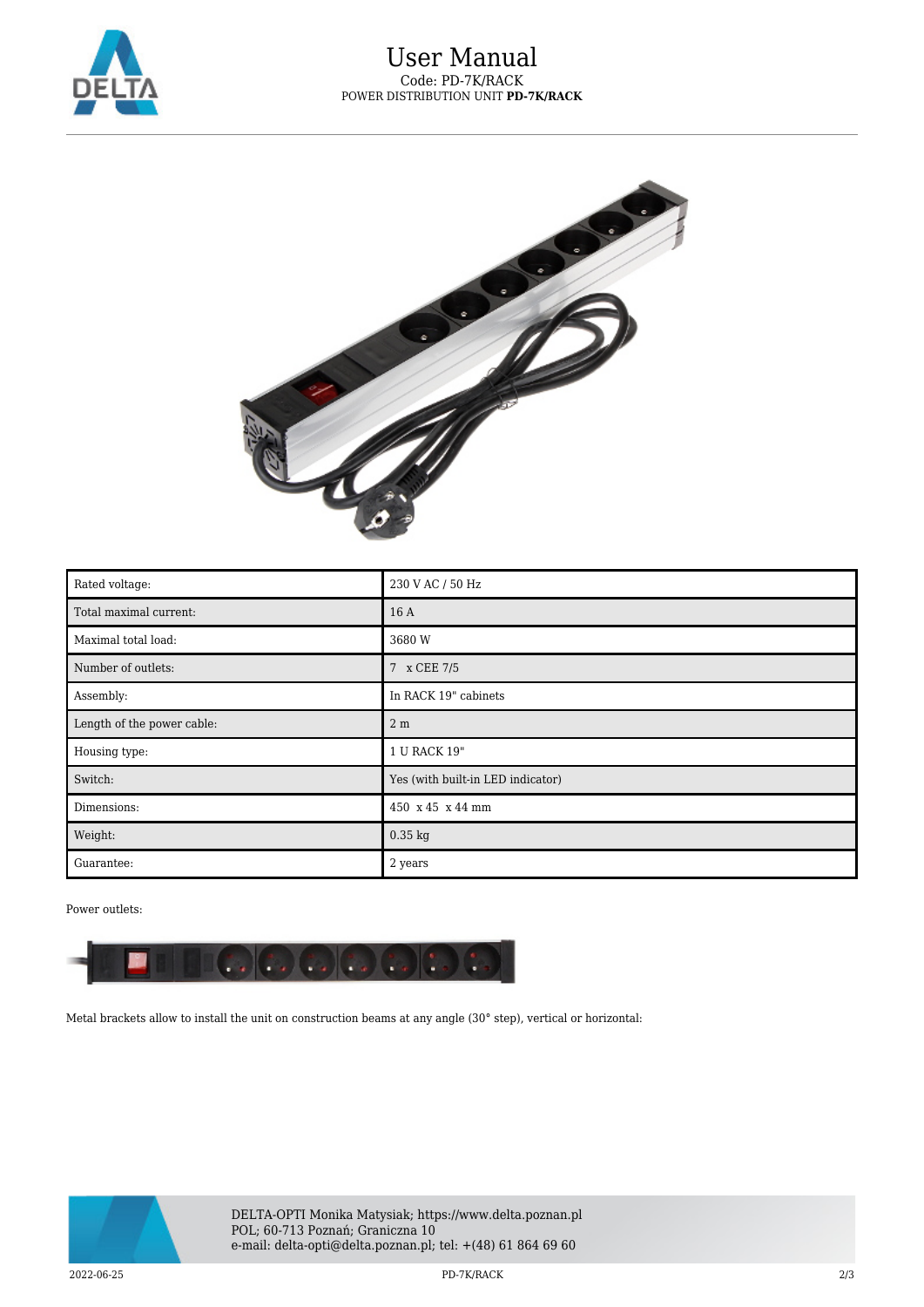# User Manual

Code: PD-7K/RACK

POWER DISTRIBUTION UNIT **PD-7K/RACK**

| Rated voltage: | 230 V AC / 50 Hz |
|---|---|
| Total maximal current: | 16 A |
| Maximal total load: | 3680 W |
| Number of outlets: | 7 x CEE 7/5 |
| Assembly: | In RACK 19" cabinets |
| Length of the power cable: | 2 m |
| Housing type: | 1 U RACK 19" |
| Switch: | Yes (with built-in LED indicator) |
| Dimensions: | 450 x 45 x 44 mm |
| Weight: | 0.35 kg |
| Guarantee: | 2 years |

Power outlets:

Metal brackets allow to install the unit on construction beams at any angle (30° step), vertical or horizontal:

DELTA-OPTI Monika Matysiak; https://www.delta.poznan.pl
POL; 60-713 Poznań; Graniczna 10
e-mail: delta-opti@delta.poznan.pl; tel: +(48) 61 864 69 60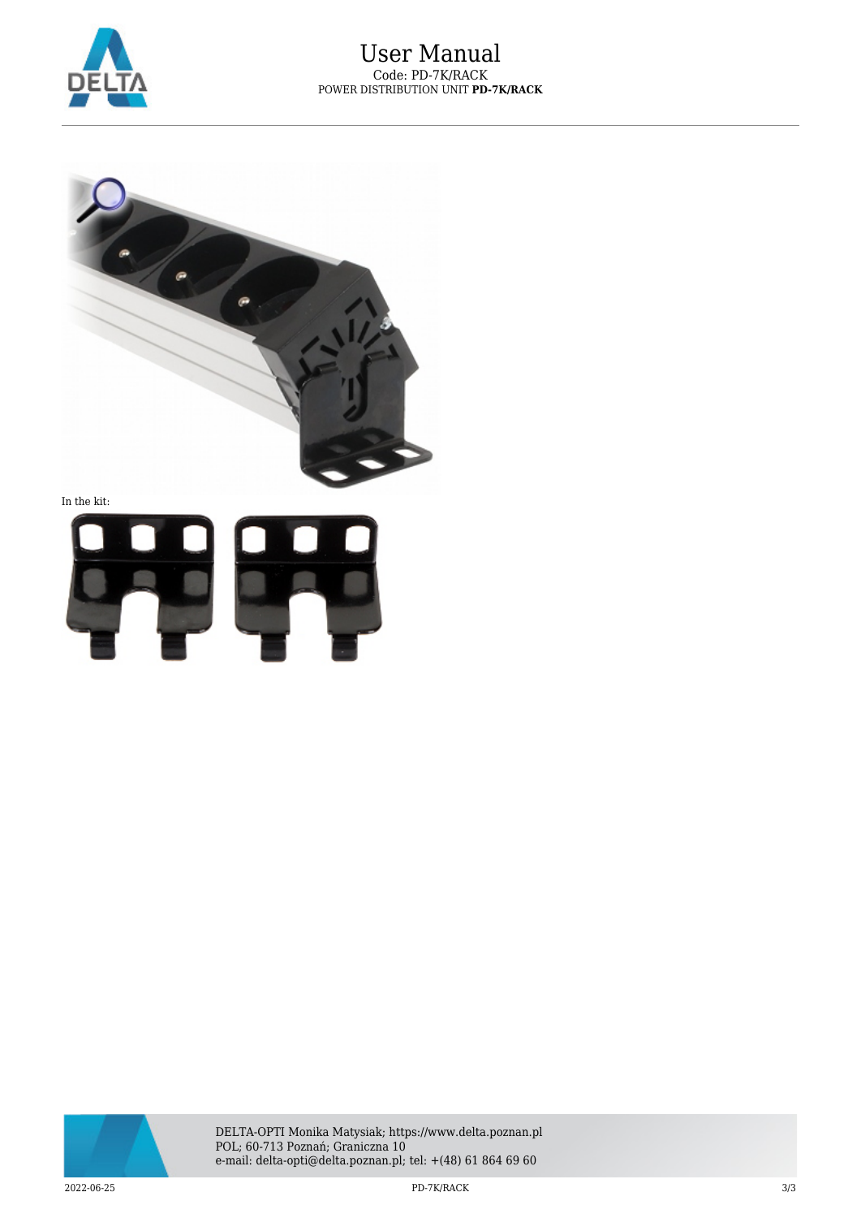In the kit: